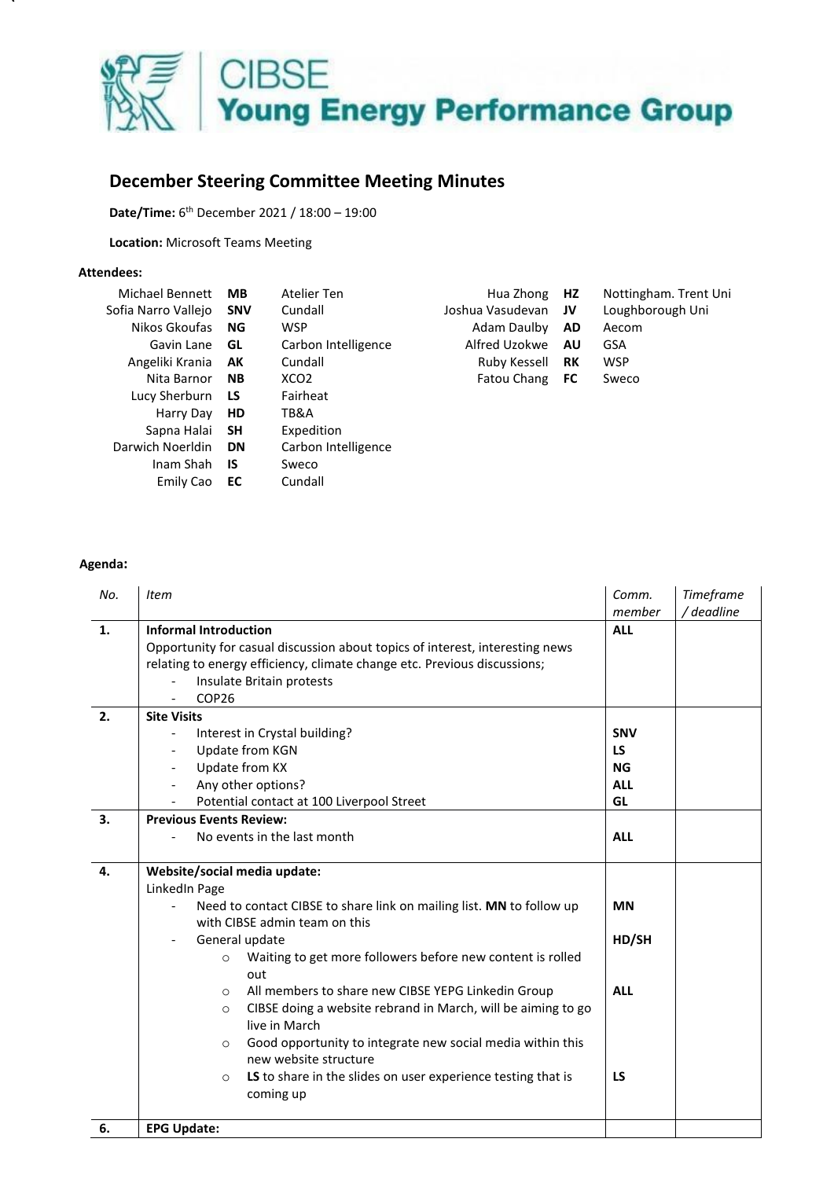CIBSE
**Young Energy Performance Group**

## December Steering Committee Meeting Minutes

**Date/Time:** 6th December 2021 / 18:00 – 19:00

**Location:** Microsoft Teams Meeting

**Attendees:**

| Name | Initials | Organisation |
|---|---|---|
| Michael Bennett | **MB** | Atelier Ten |
| Sofia Narro Vallejo | **SNV** | Cundall |
| Nikos Gkoufas | **NG** | WSP |
| Gavin Lane | **GL** | Carbon Intelligence |
| Angeliki Krania | **AK** | Cundall |
| Nita Barnor | **NB** | XCO2 |
| Lucy Sherburn | **LS** | Fairheat |
| Harry Day | **HD** | TB&A |
| Sapna Halai | **SH** | Expedition |
| Darwich Noerldin | **DN** | Carbon Intelligence |
| Inam Shah | **IS** | Sweco |
| Emily Cao | **EC** | Cundall |
| Hua Zhong | **HZ** | Nottingham. Trent Uni |
| Joshua Vasudevan | **JV** | Loughborough Uni |
| Adam Daulby | **AD** | Aecom |
| Alfred Uzokwe | **AU** | GSA |
| Ruby Kessell | **RK** | WSP |
| Fatou Chang | **FC** | Sweco |

**Agenda:**

| *No.* | *Item* | *Comm. member* | *Timeframe / deadline* |
|---|---|---|---|
| **1.** | **Informal Introduction**<br>Opportunity for casual discussion about topics of interest, interesting news relating to energy efficiency, climate change etc. Previous discussions;<br>- Insulate Britain protests<br>- COP26 | **ALL** | |
| **2.** | **Site Visits**<br>- Interest in Crystal building?<br>- Update from KGN<br>- Update from KX<br>- Any other options?<br>- Potential contact at 100 Liverpool Street | **SNV**<br>**LS**<br>**NG**<br>**ALL**<br>**GL** | |
| **3.** | **Previous Events Review:**<br>- No events in the last month | **ALL** | |
| **4.** | **Website/social media update:**<br>LinkedIn Page<br>- Need to contact CIBSE to share link on mailing list. **MN** to follow up with CIBSE admin team on this<br>- General update<br>  - Waiting to get more followers before new content is rolled out<br>  - All members to share new CIBSE YEPG Linkedin Group<br>  - CIBSE doing a website rebrand in March, will be aiming to go live in March<br>  - Good opportunity to integrate new social media within this new website structure<br>  - **LS** to share in the slides on user experience testing that is coming up | **MN**<br>**HD/SH**<br>**ALL**<br>**LS** | |
| **6.** | **EPG Update:** | | |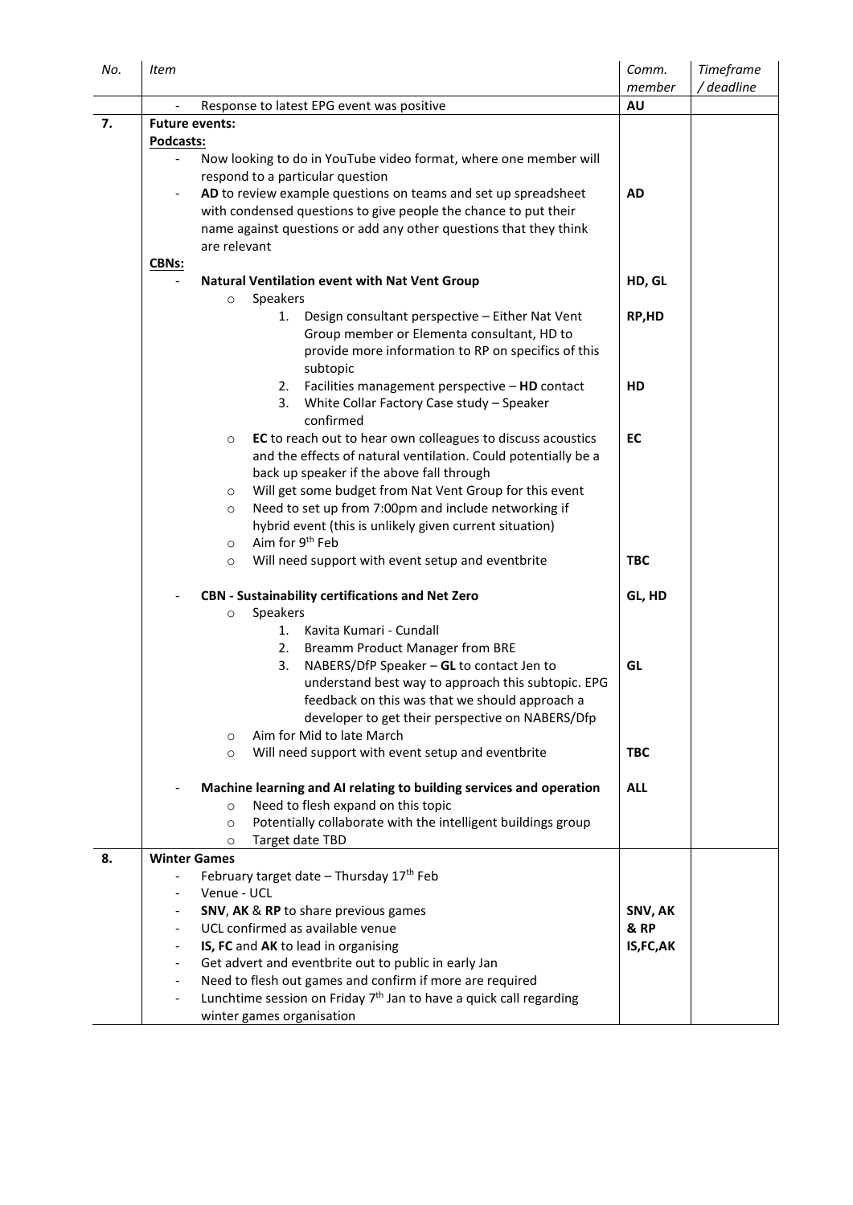| *No.* | *Item* | *Comm. member* | *Timeframe / deadline* |
|---|---|---|---|
| | - Response to latest EPG event was positive | **AU** | |
| **7.** | **Future events:** | | |
| | **Podcasts:** | | |
| | - Now looking to do in YouTube video format, where one member will respond to a particular question | | |
| | - **AD** to review example questions on teams and set up spreadsheet with condensed questions to give people the chance to put their name against questions or add any other questions that they think are relevant | **AD** | |
| | **CBNs:** | | |
| | - **Natural Ventilation event with Nat Vent Group** | **HD, GL** | |
| | o Speakers | | |
| | 1. Design consultant perspective – Either Nat Vent Group member or Elementa consultant, HD to provide more information to RP on specifics of this subtopic | **RP,HD** | |
| | 2. Facilities management perspective – **HD** contact | **HD** | |
| | 3. White Collar Factory Case study – Speaker confirmed | | |
| | o **EC** to reach out to hear own colleagues to discuss acoustics and the effects of natural ventilation. Could potentially be a back up speaker if the above fall through | **EC** | |
| | o Will get some budget from Nat Vent Group for this event | | |
| | o Need to set up from 7:00pm and include networking if hybrid event (this is unlikely given current situation) | | |
| | o Aim for 9th Feb | | |
| | o Will need support with event setup and eventbrite | **TBC** | |
| | - **CBN - Sustainability certifications and Net Zero** | **GL, HD** | |
| | o Speakers | | |
| | 1. Kavita Kumari - Cundall | | |
| | 2. Breamm Product Manager from BRE | | |
| | 3. NABERS/DfP Speaker – **GL** to contact Jen to understand best way to approach this subtopic. EPG feedback on this was that we should approach a developer to get their perspective on NABERS/Dfp | **GL** | |
| | o Aim for Mid to late March | | |
| | o Will need support with event setup and eventbrite | **TBC** | |
| | - **Machine learning and AI relating to building services and operation** | **ALL** | |
| | o Need to flesh expand on this topic | | |
| | o Potentially collaborate with the intelligent buildings group | | |
| | o Target date TBD | | |
| **8.** | **Winter Games** | | |
| | - February target date – Thursday 17th Feb | | |
| | - Venue - UCL | | |
| | - **SNV**, **AK** & **RP** to share previous games | **SNV, AK & RP** | |
| | - UCL confirmed as available venue | | |
| | - **IS, FC** and **AK** to lead in organising | **IS,FC,AK** | |
| | - Get advert and eventbrite out to public in early Jan | | |
| | - Need to flesh out games and confirm if more are required | | |
| | - Lunchtime session on Friday 7th Jan to have a quick call regarding winter games organisation | | |